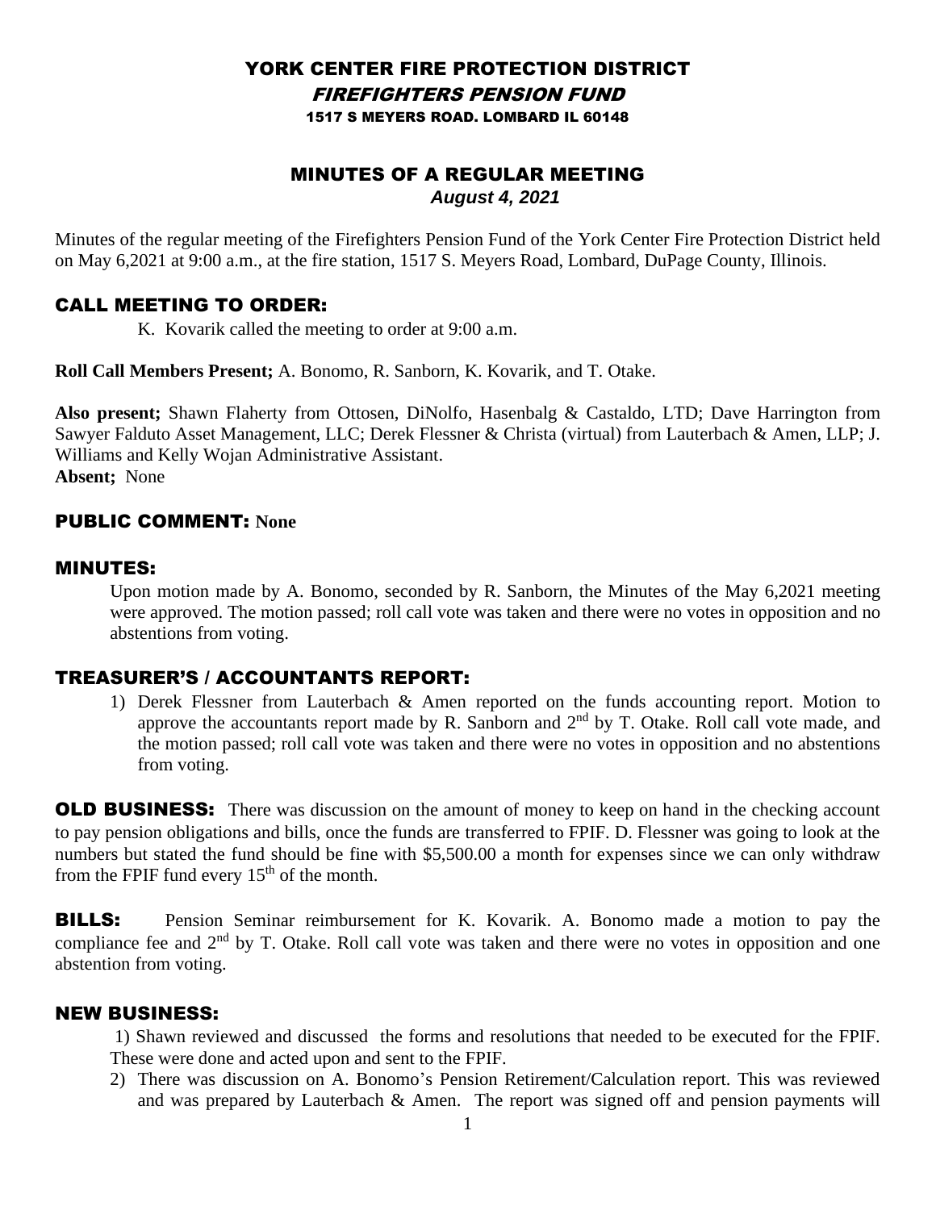# YORK CENTER FIRE PROTECTION DISTRICT

## *FIREFIGHTERS PENSION FUND*

1517 S MEYERS ROAD. LOMBARD IL 60148

## MINUTES OF A REGULAR MEETING

***August 4, 2021***

Minutes of the regular meeting of the Firefighters Pension Fund of the York Center Fire Protection District held on May 6,2021 at 9:00 a.m., at the fire station, 1517 S. Meyers Road, Lombard, DuPage County, Illinois.

## CALL MEETING TO ORDER:

K. Kovarik called the meeting to order at 9:00 a.m.

**Roll Call Members Present;** A. Bonomo, R. Sanborn, K. Kovarik, and T. Otake.

**Also present;** Shawn Flaherty from Ottosen, DiNolfo, Hasenbalg & Castaldo, LTD; Dave Harrington from Sawyer Falduto Asset Management, LLC; Derek Flessner & Christa (virtual) from Lauterbach & Amen, LLP; J. Williams and Kelly Wojan Administrative Assistant.

**Absent;** None

## PUBLIC COMMENT: None

## MINUTES:

Upon motion made by A. Bonomo, seconded by R. Sanborn, the Minutes of the May 6,2021 meeting were approved. The motion passed; roll call vote was taken and there were no votes in opposition and no abstentions from voting.

## TREASURER'S / ACCOUNTANTS REPORT:

1) Derek Flessner from Lauterbach & Amen reported on the funds accounting report. Motion to approve the accountants report made by R. Sanborn and 2nd by T. Otake. Roll call vote made, and the motion passed; roll call vote was taken and there were no votes in opposition and no abstentions from voting.

**OLD BUSINESS:** There was discussion on the amount of money to keep on hand in the checking account to pay pension obligations and bills, once the funds are transferred to FPIF. D. Flessner was going to look at the numbers but stated the fund should be fine with $5,500.00 a month for expenses since we can only withdraw from the FPIF fund every 15th of the month.

**BILLS:** Pension Seminar reimbursement for K. Kovarik. A. Bonomo made a motion to pay the compliance fee and 2nd by T. Otake. Roll call vote was taken and there were no votes in opposition and one abstention from voting.

## NEW BUSINESS:

1) Shawn reviewed and discussed the forms and resolutions that needed to be executed for the FPIF. These were done and acted upon and sent to the FPIF.
2) There was discussion on A. Bonomo's Pension Retirement/Calculation report. This was reviewed and was prepared by Lauterbach & Amen. The report was signed off and pension payments will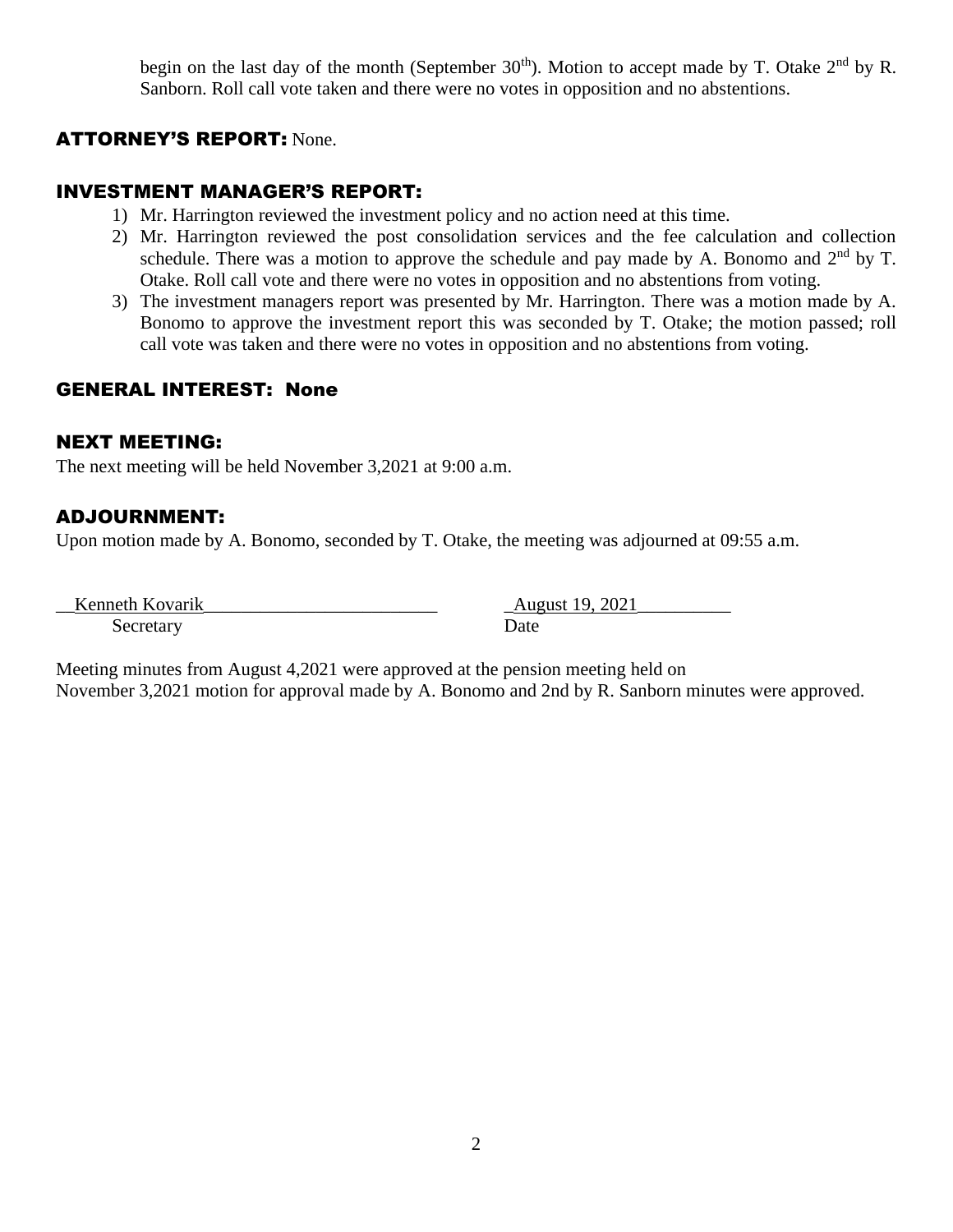begin on the last day of the month (September 30th). Motion to accept made by T. Otake 2nd by R. Sanborn. Roll call vote taken and there were no votes in opposition and no abstentions.

## ATTORNEY'S REPORT: None.

## INVESTMENT MANAGER'S REPORT:

1) Mr. Harrington reviewed the investment policy and no action need at this time.
2) Mr. Harrington reviewed the post consolidation services and the fee calculation and collection schedule. There was a motion to approve the schedule and pay made by A. Bonomo and 2nd by T. Otake. Roll call vote and there were no votes in opposition and no abstentions from voting.
3) The investment managers report was presented by Mr. Harrington. There was a motion made by A. Bonomo to approve the investment report this was seconded by T. Otake; the motion passed; roll call vote was taken and there were no votes in opposition and no abstentions from voting.

## GENERAL INTEREST: None

## NEXT MEETING:

The next meeting will be held November 3,2021 at 9:00 a.m.

## ADJOURNMENT:

Upon motion made by A. Bonomo, seconded by T. Otake, the meeting was adjourned at 09:55 a.m.

__Kenneth Kovarik__________________________ _August 19, 2021__________
Secretary Date

Meeting minutes from August 4,2021 were approved at the pension meeting held on
November 3,2021 motion for approval made by A. Bonomo and 2nd by R. Sanborn minutes were approved.